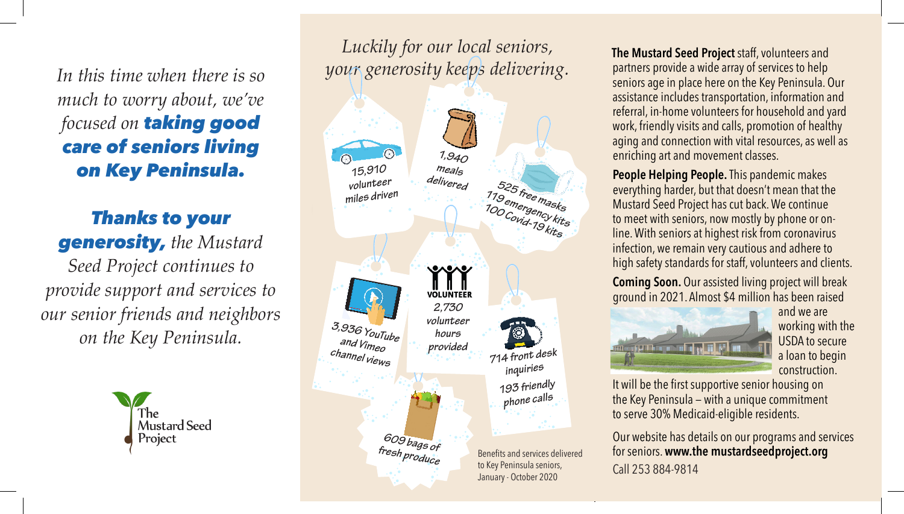*In this time when there is so much to worry about, we've focused on* ***taking good care of seniors living on Key Peninsula.***

***Thanks to your generosity,*** *the Mustard Seed Project continues to provide support and services to our senior friends and neighbors on the Key Peninsula.*

The Mustard Seed Project

## *Luckily for our local seniors, your generosity keeps delivering.*

- 15,910 volunteer miles driven
- 1,940 meals delivered
- 525 free masks
- 119 emergency kits
- 100 Covid-19 kits
- 3,936 YouTube and Vimeo channel views
- VOLUNTEER 2,730 volunteer hours provided
- 714 front desk inquiries
- 193 friendly phone calls
- 609 bags of fresh produce

Benefits and services delivered to Key Peninsula seniors, January - October 2020

**The Mustard Seed Project** staff, volunteers and partners provide a wide array of services to help seniors age in place here on the Key Peninsula. Our assistance includes transportation, information and referral, in-home volunteers for household and yard work, friendly visits and calls, promotion of healthy aging and connection with vital resources, as well as enriching art and movement classes.

**People Helping People.** This pandemic makes everything harder, but that doesn't mean that the Mustard Seed Project has cut back. We continue to meet with seniors, now mostly by phone or online. With seniors at highest risk from coronavirus infection, we remain very cautious and adhere to high safety standards for staff, volunteers and clients.

**Coming Soon.** Our assisted living project will break ground in 2021. Almost $4 million has been raised and we are working with the USDA to secure a loan to begin construction. It will be the first supportive senior housing on the Key Peninsula – with a unique commitment to serve 30% Medicaid-eligible residents.

Our website has details on our programs and services for seniors. **www.the mustardseedproject.org**

Call 253 884-9814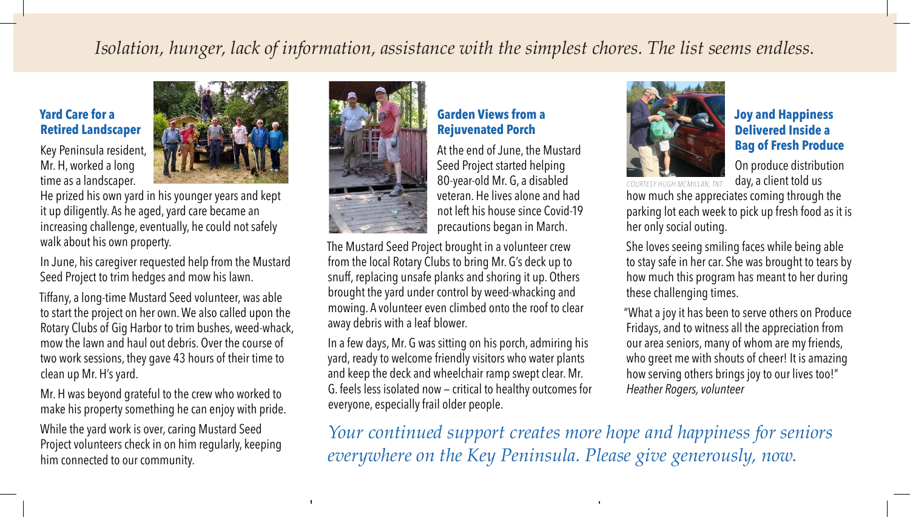*Isolation, hunger, lack of information, assistance with the simplest chores. The list seems endless.*

### Yard Care for a Retired Landscaper

Key Peninsula resident, Mr. H, worked a long time as a landscaper. He prized his own yard in his younger years and kept it up diligently. As he aged, yard care became an increasing challenge, eventually, he could not safely walk about his own property.

In June, his caregiver requested help from the Mustard Seed Project to trim hedges and mow his lawn.

Tiffany, a long-time Mustard Seed volunteer, was able to start the project on her own. We also called upon the Rotary Clubs of Gig Harbor to trim bushes, weed-whack, mow the lawn and haul out debris. Over the course of two work sessions, they gave 43 hours of their time to clean up Mr. H's yard.

Mr. H was beyond grateful to the crew who worked to make his property something he can enjoy with pride.

While the yard work is over, caring Mustard Seed Project volunteers check in on him regularly, keeping him connected to our community.

### Garden Views from a Rejuvenated Porch

At the end of June, the Mustard Seed Project started helping 80-year-old Mr. G, a disabled veteran. He lives alone and had not left his house since Covid-19 precautions began in March.

The Mustard Seed Project brought in a volunteer crew from the local Rotary Clubs to bring Mr. G's deck up to snuff, replacing unsafe planks and shoring it up. Others brought the yard under control by weed-whacking and mowing. A volunteer even climbed onto the roof to clear away debris with a leaf blower.

In a few days, Mr. G was sitting on his porch, admiring his yard, ready to welcome friendly visitors who water plants and keep the deck and wheelchair ramp swept clear. Mr. G. feels less isolated now – critical to healthy outcomes for everyone, especially frail older people.

### Joy and Happiness Delivered Inside a Bag of Fresh Produce

*COURTESY HUGH MCMILLAN, TNT*

On produce distribution day, a client told us how much she appreciates coming through the parking lot each week to pick up fresh food as it is her only social outing.

She loves seeing smiling faces while being able to stay safe in her car. She was brought to tears by how much this program has meant to her during these challenging times.

"What a joy it has been to serve others on Produce Fridays, and to witness all the appreciation from our area seniors, many of whom are my friends, who greet me with shouts of cheer! It is amazing how serving others brings joy to our lives too!"
*Heather Rogers, volunteer*

*Your continued support creates more hope and happiness for seniors everywhere on the Key Peninsula. Please give generously, now.*